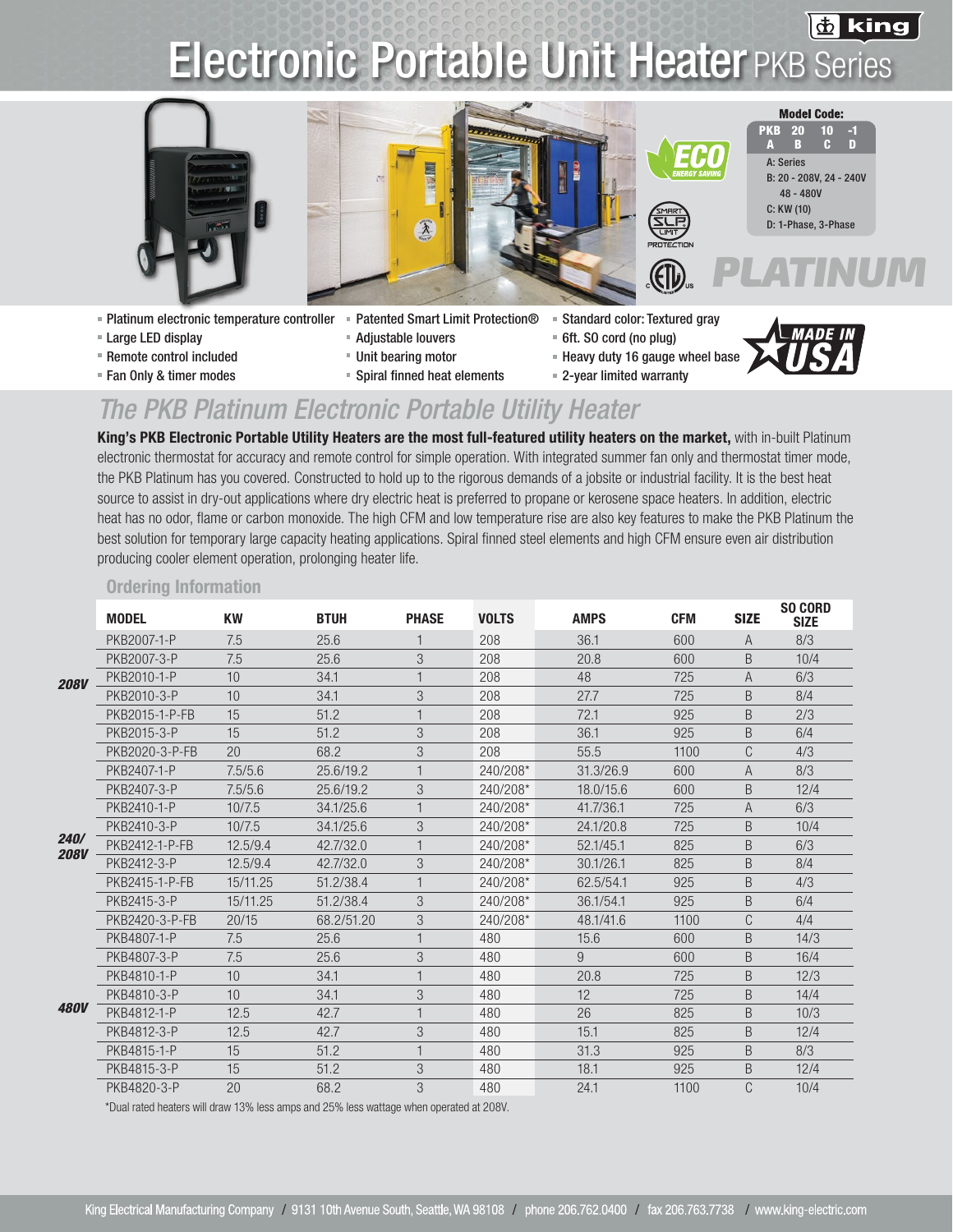# Electronic Portable Unit Heater PKB Series

**Model Code:**

| PKB | 20 | 10 | -1 |
|---|---|---|---|
| A | B | C | D |

A: Series
B: 20 - 208V, 24 - 240V
48 - 480V
C: KW (10)
D: 1-Phase, 3-Phase

PLATINUM

- Platinum electronic temperature controller
- Large LED display
- Remote control included
- Fan Only & timer modes
- Patented Smart Limit Protection®
- Adjustable louvers
- Unit bearing motor
- Spiral finned heat elements
- Standard color: Textured gray
- 6ft. SO cord (no plug)
- Heavy duty 16 gauge wheel base
- 2-year limited warranty

MADE IN USA

## The PKB Platinum Electronic Portable Utility Heater

**King's PKB Electronic Portable Utility Heaters are the most full-featured utility heaters on the market,** with in-built Platinum electronic thermostat for accuracy and remote control for simple operation. With integrated summer fan only and thermostat timer mode, the PKB Platinum has you covered. Constructed to hold up to the rigorous demands of a jobsite or industrial facility. It is the best heat source to assist in dry-out applications where dry electric heat is preferred to propane or kerosene space heaters. In addition, electric heat has no odor, flame or carbon monoxide. The high CFM and low temperature rise are also key features to make the PKB Platinum the best solution for temporary large capacity heating applications. Spiral finned steel elements and high CFM ensure even air distribution producing cooler element operation, prolonging heater life.

### Ordering Information

| | MODEL | KW | BTUH | PHASE | VOLTS | AMPS | CFM | SIZE | SO CORD SIZE |
|---|---|---|---|---|---|---|---|---|---|
| 208V | PKB2007-1-P | 7.5 | 25.6 | 1 | 208 | 36.1 | 600 | A | 8/3 |
| | PKB2007-3-P | 7.5 | 25.6 | 3 | 208 | 20.8 | 600 | B | 10/4 |
| | PKB2010-1-P | 10 | 34.1 | 1 | 208 | 48 | 725 | A | 6/3 |
| | PKB2010-3-P | 10 | 34.1 | 3 | 208 | 27.7 | 725 | B | 8/4 |
| | PKB2015-1-P-FB | 15 | 51.2 | 1 | 208 | 72.1 | 925 | B | 2/3 |
| | PKB2015-3-P | 15 | 51.2 | 3 | 208 | 36.1 | 925 | B | 6/4 |
| | PKB2020-3-P-FB | 20 | 68.2 | 3 | 208 | 55.5 | 1100 | C | 4/3 |
| 240/208V | PKB2407-1-P | 7.5/5.6 | 25.6/19.2 | 1 | 240/208* | 31.3/26.9 | 600 | A | 8/3 |
| | PKB2407-3-P | 7.5/5.6 | 25.6/19.2 | 3 | 240/208* | 18.0/15.6 | 600 | B | 12/4 |
| | PKB2410-1-P | 10/7.5 | 34.1/25.6 | 1 | 240/208* | 41.7/36.1 | 725 | A | 6/3 |
| | PKB2410-3-P | 10/7.5 | 34.1/25.6 | 3 | 240/208* | 24.1/20.8 | 725 | B | 10/4 |
| | PKB2412-1-P-FB | 12.5/9.4 | 42.7/32.0 | 1 | 240/208* | 52.1/45.1 | 825 | B | 6/3 |
| | PKB2412-3-P | 12.5/9.4 | 42.7/32.0 | 3 | 240/208* | 30.1/26.1 | 825 | B | 8/4 |
| | PKB2415-1-P-FB | 15/11.25 | 51.2/38.4 | 1 | 240/208* | 62.5/54.1 | 925 | B | 4/3 |
| | PKB2415-3-P | 15/11.25 | 51.2/38.4 | 3 | 240/208* | 36.1/54.1 | 925 | B | 6/4 |
| | PKB2420-3-P-FB | 20/15 | 68.2/51.20 | 3 | 240/208* | 48.1/41.6 | 1100 | C | 4/4 |
| 480V | PKB4807-1-P | 7.5 | 25.6 | 1 | 480 | 15.6 | 600 | B | 14/3 |
| | PKB4807-3-P | 7.5 | 25.6 | 3 | 480 | 9 | 600 | B | 16/4 |
| | PKB4810-1-P | 10 | 34.1 | 1 | 480 | 20.8 | 725 | B | 12/3 |
| | PKB4810-3-P | 10 | 34.1 | 3 | 480 | 12 | 725 | B | 14/4 |
| | PKB4812-1-P | 12.5 | 42.7 | 1 | 480 | 26 | 825 | B | 10/3 |
| | PKB4812-3-P | 12.5 | 42.7 | 3 | 480 | 15.1 | 825 | B | 12/4 |
| | PKB4815-1-P | 15 | 51.2 | 1 | 480 | 31.3 | 925 | B | 8/3 |
| | PKB4815-3-P | 15 | 51.2 | 3 | 480 | 18.1 | 925 | B | 12/4 |
| | PKB4820-3-P | 20 | 68.2 | 3 | 480 | 24.1 | 1100 | C | 10/4 |

*Dual rated heaters will draw 13% less amps and 25% less wattage when operated at 208V.

King Electrical Manufacturing Company / 9131 10th Avenue South, Seattle, WA 98108 / phone 206.762.0400 / fax 206.763.7738 / www.king-electric.com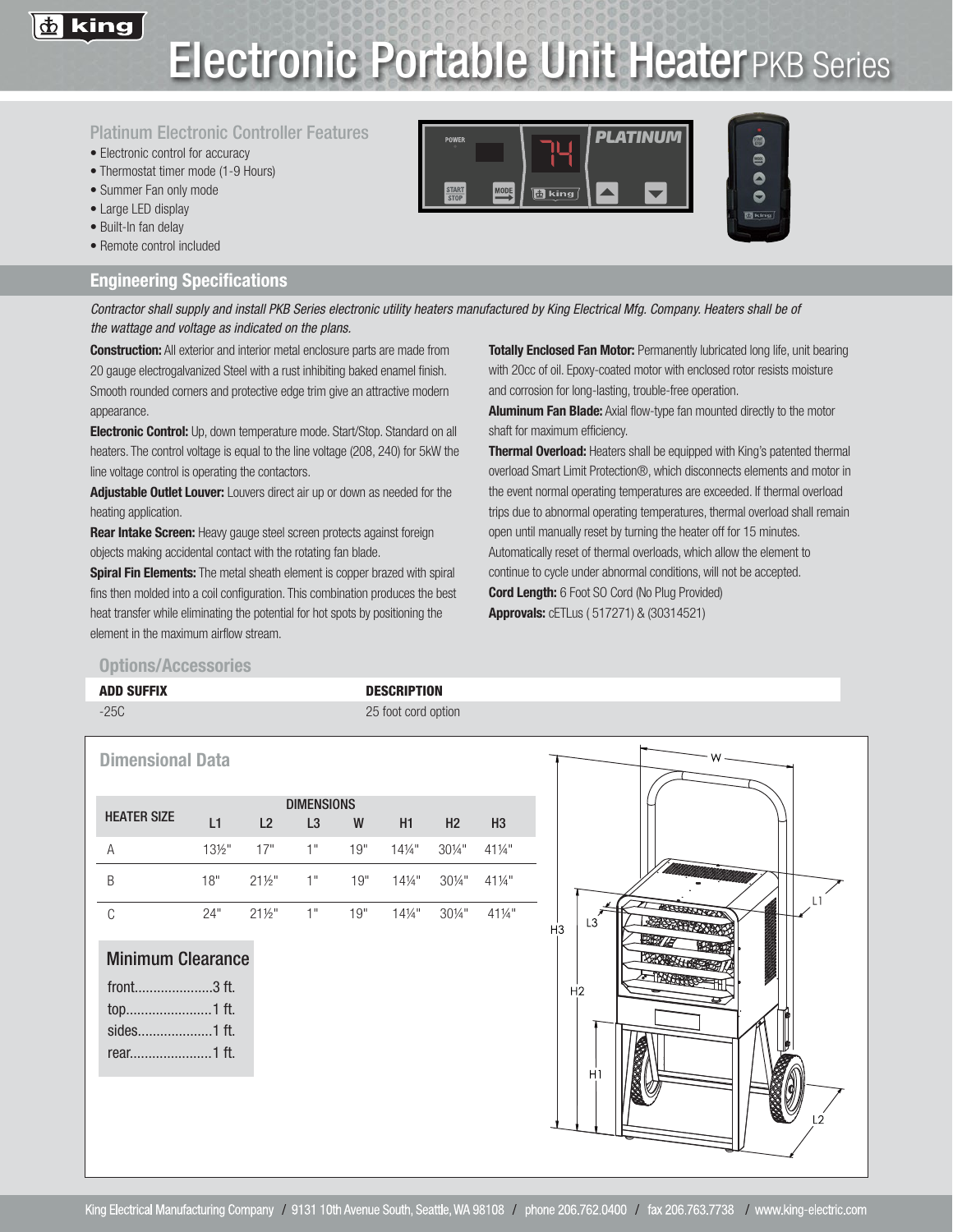# Electronic Portable Unit Heater PKB Series

## Platinum Electronic Controller Features

- Electronic control for accuracy
- Thermostat timer mode (1-9 Hours)
- Summer Fan only mode
- Large LED display
- Built-In fan delay
- Remote control included

## Engineering Specifications

*Contractor shall supply and install PKB Series electronic utility heaters manufactured by King Electrical Mfg. Company. Heaters shall be of the wattage and voltage as indicated on the plans.*

**Construction:** All exterior and interior metal enclosure parts are made from 20 gauge electrogalvanized Steel with a rust inhibiting baked enamel finish. Smooth rounded corners and protective edge trim give an attractive modern appearance.

**Electronic Control:** Up, down temperature mode. Start/Stop. Standard on all heaters. The control voltage is equal to the line voltage (208, 240) for 5kW the line voltage control is operating the contactors.

**Adjustable Outlet Louver:** Louvers direct air up or down as needed for the heating application.

**Rear Intake Screen:** Heavy gauge steel screen protects against foreign objects making accidental contact with the rotating fan blade.

**Spiral Fin Elements:** The metal sheath element is copper brazed with spiral fins then molded into a coil configuration. This combination produces the best heat transfer while eliminating the potential for hot spots by positioning the element in the maximum airflow stream.

**Totally Enclosed Fan Motor:** Permanently lubricated long life, unit bearing with 20cc of oil. Epoxy-coated motor with enclosed rotor resists moisture and corrosion for long-lasting, trouble-free operation.

**Aluminum Fan Blade:** Axial flow-type fan mounted directly to the motor shaft for maximum efficiency.

**Thermal Overload:** Heaters shall be equipped with King's patented thermal overload Smart Limit Protection®, which disconnects elements and motor in the event normal operating temperatures are exceeded. If thermal overload trips due to abnormal operating temperatures, thermal overload shall remain open until manually reset by turning the heater off for 15 minutes. Automatically reset of thermal overloads, which allow the element to continue to cycle under abnormal conditions, will not be accepted.

**Cord Length:** 6 Foot SO Cord (No Plug Provided)

**Approvals:** cETLus ( 517271) & (30314521)

## Options/Accessories

| ADD SUFFIX | DESCRIPTION |
|---|---|
| -25C | 25 foot cord option |

## Dimensional Data

| HEATER SIZE | DIMENSIONS L1 | L2 | L3 | W | H1 | H2 | H3 |
|---|---|---|---|---|---|---|---|
| A | 13½" | 17" | 1" | 19" | 14¼" | 30¼" | 41¼" |
| B | 18" | 21½" | 1" | 19" | 14¼" | 30¼" | 41¼" |
| C | 24" | 21½" | 1" | 19" | 14¼" | 30¼" | 41¼" |

### Minimum Clearance

front.....................3 ft.
top.......................1 ft.
sides....................1 ft.
rear......................1 ft.

W
L1
L2
L3
H1
H2
H3